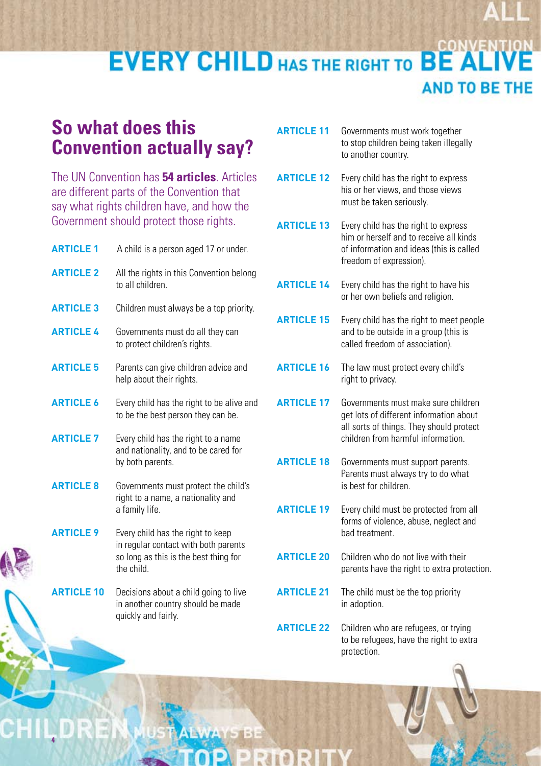# EVERY CHILD HAS THE RIGHT TO BE ALIVE AND TO BE THE

## So what does this Convention actually say?

The UN Convention has **54 articles**. Articles are different parts of the Convention that say what rights children have, and how the Government should protect those rights.

**ARTICLE 1** A child is a person aged 17 or under.

**ARTICLE 2** All the rights in this Convention belong to all children.

**ARTICLE 3** Children must always be a top priority.

**ARTICLE 4** Governments must do all they can to protect children's rights.

**ARTICLE 5** Parents can give children advice and help about their rights.

**ARTICLE 6** Every child has the right to be alive and to be the best person they can be.

**ARTICLE 7** Every child has the right to a name and nationality, and to be cared for by both parents.

**ARTICLE 8** Governments must protect the child's right to a name, a nationality and a family life.

**ARTICLE 9** Every child has the right to keep in regular contact with both parents so long as this is the best thing for the child.

**ARTICLE 10** Decisions about a child going to live in another country should be made quickly and fairly.

**ARTICLE 11** Governments must work together to stop children being taken illegally to another country.

**ARTICLE 12** Every child has the right to express his or her views, and those views must be taken seriously.

**ARTICLE 13** Every child has the right to express him or herself and to receive all kinds of information and ideas (this is called freedom of expression).

**ARTICLE 14** Every child has the right to have his or her own beliefs and religion.

**ARTICLE 15** Every child has the right to meet people and to be outside in a group (this is called freedom of association).

**ARTICLE 16** The law must protect every child's right to privacy.

**ARTICLE 17** Governments must make sure children get lots of different information about all sorts of things. They should protect children from harmful information.

**ARTICLE 18** Governments must support parents. Parents must always try to do what is best for children.

**ARTICLE 19** Every child must be protected from all forms of violence, abuse, neglect and bad treatment.

**ARTICLE 20** Children who do not live with their parents have the right to extra protection.

**ARTICLE 21** The child must be the top priority in adoption.

**ARTICLE 22** Children who are refugees, or trying to be refugees, have the right to extra protection.

CHILDREN MUST ALWAYS BE TOP PRIORITY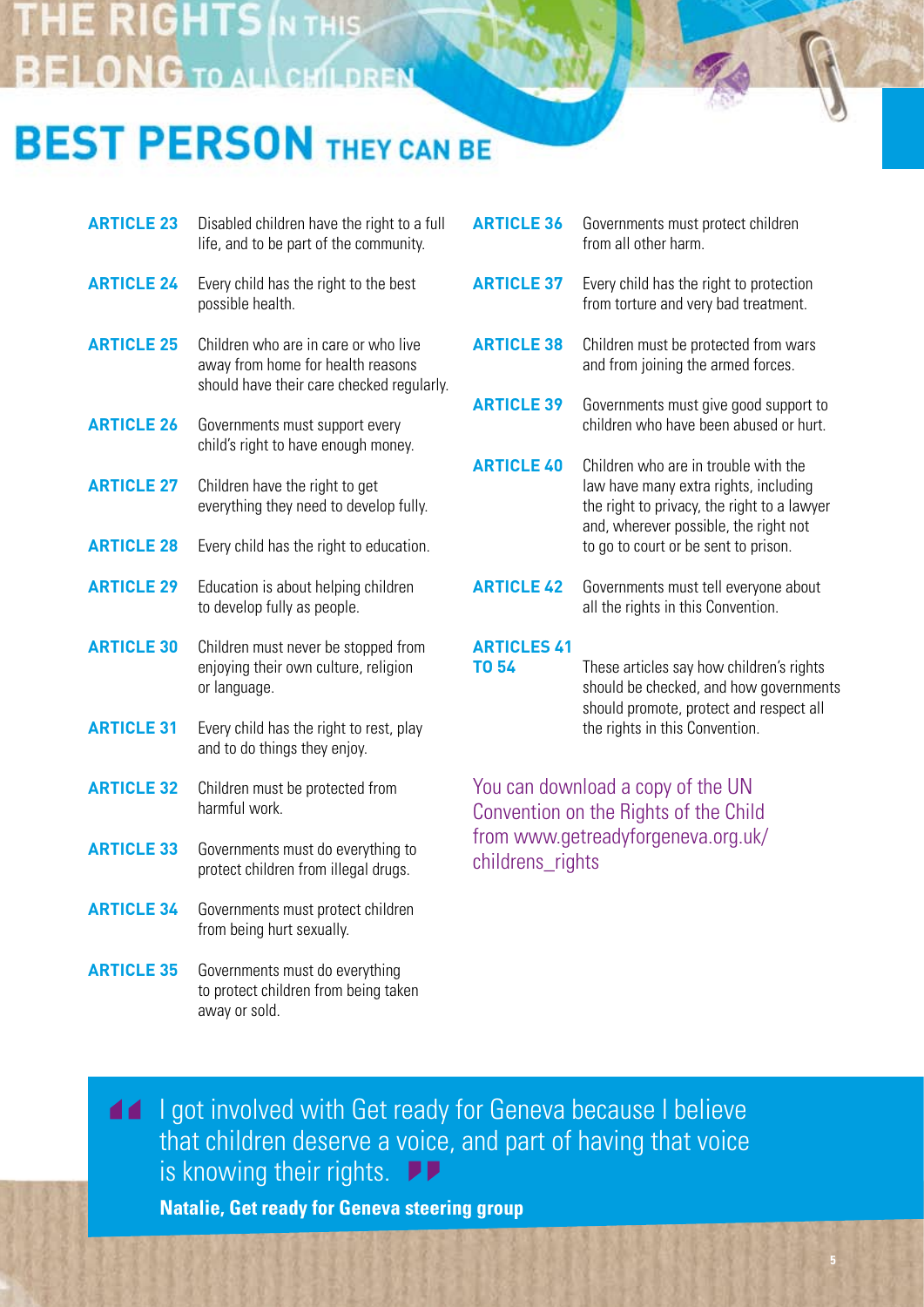# THE RIGHTS IN THIS BELONG TO ALL CHILDREN

# BEST PERSON THEY CAN BE

**ARTICLE 23** Disabled children have the right to a full life, and to be part of the community.

**ARTICLE 24** Every child has the right to the best possible health.

**ARTICLE 25** Children who are in care or who live away from home for health reasons should have their care checked regularly.

**ARTICLE 26** Governments must support every child's right to have enough money.

**ARTICLE 27** Children have the right to get everything they need to develop fully.

**ARTICLE 28** Every child has the right to education.

**ARTICLE 29** Education is about helping children to develop fully as people.

**ARTICLE 30** Children must never be stopped from enjoying their own culture, religion or language.

**ARTICLE 31** Every child has the right to rest, play and to do things they enjoy.

**ARTICLE 32** Children must be protected from harmful work.

**ARTICLE 33** Governments must do everything to protect children from illegal drugs.

**ARTICLE 34** Governments must protect children from being hurt sexually.

**ARTICLE 35** Governments must do everything to protect children from being taken away or sold.

**ARTICLE 36** Governments must protect children from all other harm.

**ARTICLE 37** Every child has the right to protection from torture and very bad treatment.

**ARTICLE 38** Children must be protected from wars and from joining the armed forces.

**ARTICLE 39** Governments must give good support to children who have been abused or hurt.

**ARTICLE 40** Children who are in trouble with the law have many extra rights, including the right to privacy, the right to a lawyer and, wherever possible, the right not to go to court or be sent to prison.

**ARTICLE 42** Governments must tell everyone about all the rights in this Convention.

**ARTICLES 41 TO 54** These articles say how children's rights should be checked, and how governments should promote, protect and respect all the rights in this Convention.

You can download a copy of the UN Convention on the Rights of the Child from www.getreadyforgeneva.org.uk/childrens_rights

> I got involved with Get ready for Geneva because I believe that children deserve a voice, and part of having that voice is knowing their rights.
>
> **Natalie, Get ready for Geneva steering group**